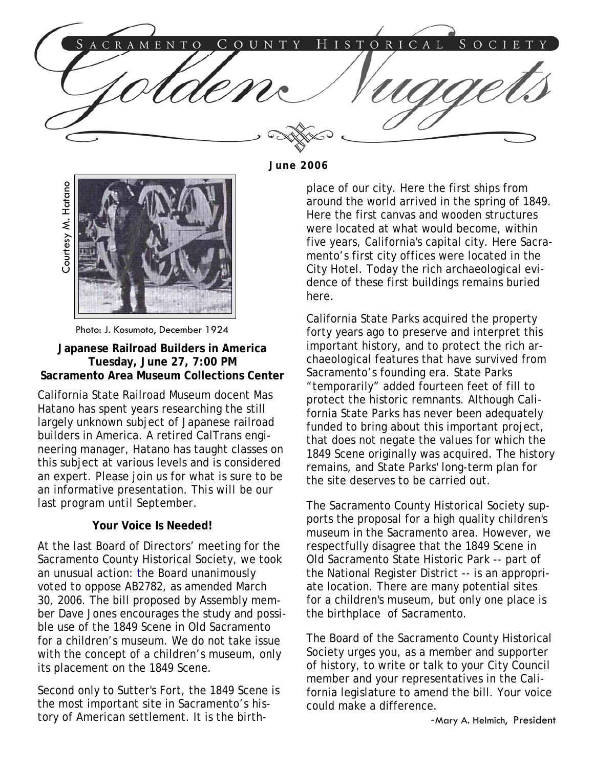# Sacramento County Historical Society

# Golden Nuggets

**June 2006**

Courtesy M. Hatano

Photo: J. Kosumoto, December 1924

### Japanese Railroad Builders in America
**Tuesday, June 27, 7:00 PM**
**Sacramento Area Museum Collections Center**

California State Railroad Museum docent Mas Hatano has spent years researching the still largely unknown subject of Japanese railroad builders in America. A retired CalTrans engineering manager, Hatano has taught classes on this subject at various levels and is considered an expert. Please join us for what is sure to be an informative presentation. This will be our last program until September.

### Your Voice Is Needed!

At the last Board of Directors' meeting for the Sacramento County Historical Society, we took an unusual action: the Board unanimously voted to oppose AB2782, as amended March 30, 2006. The bill proposed by Assembly member Dave Jones encourages the study and possible use of the 1849 Scene in Old Sacramento for a children's museum. We do not take issue with the concept of a children's museum, only its placement on the 1849 Scene.

Second only to Sutter's Fort, the 1849 Scene is the most important site in Sacramento's history of American settlement. It is the birthplace of our city. Here the first ships from around the world arrived in the spring of 1849. Here the first canvas and wooden structures were located at what would become, within five years, California's capital city. Here Sacramento's first city offices were located in the City Hotel. Today the rich archaeological evidence of these first buildings remains buried here.

California State Parks acquired the property forty years ago to preserve and interpret this important history, and to protect the rich archaeological features that have survived from Sacramento's founding era. State Parks "temporarily" added fourteen feet of fill to protect the historic remnants. Although California State Parks has never been adequately funded to bring about this important project, that does not negate the values for which the 1849 Scene originally was acquired. The history remains, and State Parks' long-term plan for the site deserves to be carried out.

The Sacramento County Historical Society supports the proposal for a high quality children's museum in the Sacramento area. However, we respectfully disagree that the 1849 Scene in Old Sacramento State Historic Park -- part of the National Register District -- is an appropriate location. There are many potential sites for a children's museum, but only one place is the birthplace of Sacramento.

The Board of the Sacramento County Historical Society urges you, as a member and supporter of history, to write or talk to your City Council member and your representatives in the California legislature to amend the bill. Your voice could make a difference.

-Mary A. Helmich, President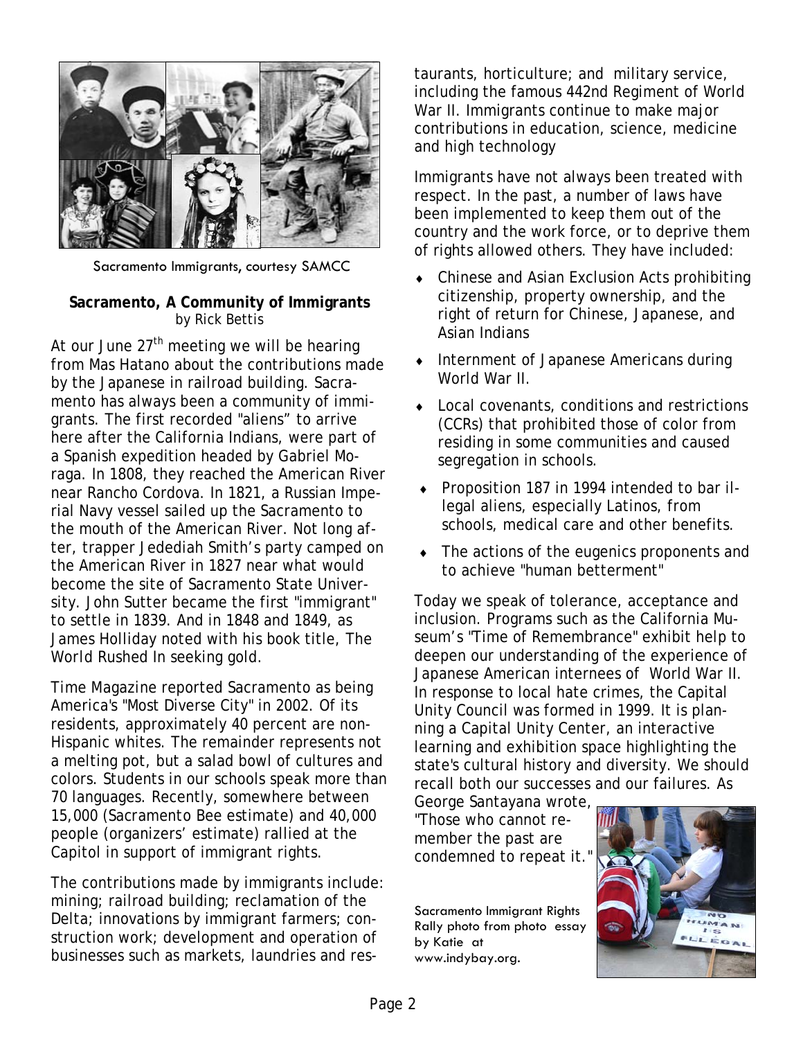Sacramento Immigrants, courtesy SAMCC

**Sacramento, A Community of Immigrants**
*by Rick Bettis*

At our June 27th meeting we will be hearing from Mas Hatano about the contributions made by the Japanese in railroad building. Sacramento has always been a community of immigrants. The first recorded "aliens" to arrive here after the California Indians, were part of a Spanish expedition headed by Gabriel Moraga. In 1808, they reached the American River near Rancho Cordova. In 1821, a Russian Imperial Navy vessel sailed up the Sacramento to the mouth of the American River. Not long after, trapper Jedediah Smith's party camped on the American River in 1827 near what would become the site of Sacramento State University. John Sutter became the first "immigrant" to settle in 1839. And in 1848 and 1849, as James Holliday noted with his book title, The World Rushed In seeking gold.

Time Magazine reported Sacramento as being America's "Most Diverse City" in 2002. Of its residents, approximately 40 percent are non-Hispanic whites. The remainder represents not a melting pot, but a salad bowl of cultures and colors. Students in our schools speak more than 70 languages. Recently, somewhere between 15,000 (Sacramento Bee estimate) and 40,000 people (organizers' estimate) rallied at the Capitol in support of immigrant rights.

The contributions made by immigrants include: mining; railroad building; reclamation of the Delta; innovations by immigrant farmers; construction work; development and operation of businesses such as markets, laundries and restaurants, horticulture; and military service, including the famous 442nd Regiment of World War II. Immigrants continue to make major contributions in education, science, medicine and high technology

Immigrants have not always been treated with respect. In the past, a number of laws have been implemented to keep them out of the country and the work force, or to deprive them of rights allowed others. They have included:

- Chinese and Asian Exclusion Acts prohibiting citizenship, property ownership, and the right of return for Chinese, Japanese, and Asian Indians
- Internment of Japanese Americans during World War II.
- Local covenants, conditions and restrictions (CCRs) that prohibited those of color from residing in some communities and caused segregation in schools.
- Proposition 187 in 1994 intended to bar illegal aliens, especially Latinos, from schools, medical care and other benefits.
- The actions of the eugenics proponents and to achieve "human betterment"

Today we speak of tolerance, acceptance and inclusion. Programs such as the California Museum's "Time of Remembrance" exhibit help to deepen our understanding of the experience of Japanese American internees of World War II. In response to local hate crimes, the Capital Unity Council was formed in 1999. It is planning a Capital Unity Center, an interactive learning and exhibition space highlighting the state's cultural history and diversity. We should recall both our successes and our failures. As George Santayana wrote, "Those who cannot remember the past are condemned to repeat it."

Sacramento Immigrant Rights Rally photo from photo essay by Katie at www.indybay.org.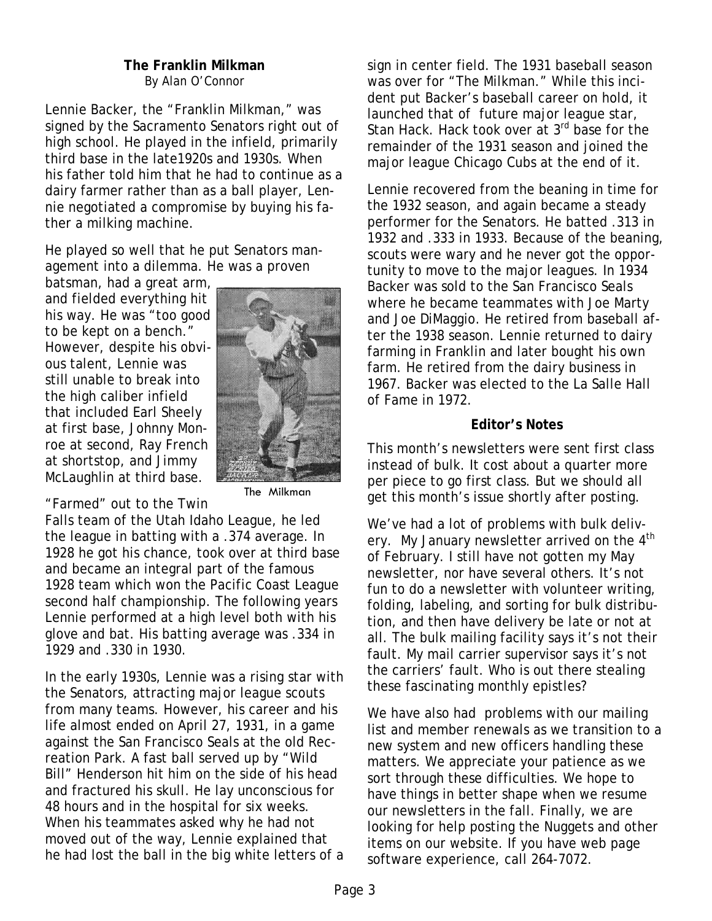## The Franklin Milkman

By Alan O'Connor

Lennie Backer, the "Franklin Milkman," was signed by the Sacramento Senators right out of high school. He played in the infield, primarily third base in the late1920s and 1930s. When his father told him that he had to continue as a dairy farmer rather than as a ball player, Lennie negotiated a compromise by buying his father a milking machine.

He played so well that he put Senators management into a dilemma. He was a proven batsman, had a great arm, and fielded everything hit his way. He was "too good to be kept on a bench." However, despite his obvious talent, Lennie was still unable to break into the high caliber infield that included Earl Sheely at first base, Johnny Monroe at second, Ray French at shortstop, and Jimmy McLaughlin at third base. "Farmed" out to the Twin Falls team of the Utah Idaho League, he led the league in batting with a .374 average. In 1928 he got his chance, took over at third base and became an integral part of the famous 1928 team which won the Pacific Coast League second half championship. The following years Lennie performed at a high level both with his glove and bat. His batting average was .334 in 1929 and .330 in 1930.

The Milkman

In the early 1930s, Lennie was a rising star with the Senators, attracting major league scouts from many teams. However, his career and his life almost ended on April 27, 1931, in a game against the San Francisco Seals at the old Recreation Park. A fast ball served up by "Wild Bill" Henderson hit him on the side of his head and fractured his skull. He lay unconscious for 48 hours and in the hospital for six weeks. When his teammates asked why he had not moved out of the way, Lennie explained that he had lost the ball in the big white letters of a sign in center field. The 1931 baseball season was over for "The Milkman." While this incident put Backer's baseball career on hold, it launched that of future major league star, Stan Hack. Hack took over at 3rd base for the remainder of the 1931 season and joined the major league Chicago Cubs at the end of it.

Lennie recovered from the beaning in time for the 1932 season, and again became a steady performer for the Senators. He batted .313 in 1932 and .333 in 1933. Because of the beaning, scouts were wary and he never got the opportunity to move to the major leagues. In 1934 Backer was sold to the San Francisco Seals where he became teammates with Joe Marty and Joe DiMaggio. He retired from baseball after the 1938 season. Lennie returned to dairy farming in Franklin and later bought his own farm. He retired from the dairy business in 1967. Backer was elected to the La Salle Hall of Fame in 1972.

## Editor's Notes

This month's newsletters were sent first class instead of bulk. It cost about a quarter more per piece to go first class. But we should all get this month's issue shortly after posting.

We've had a lot of problems with bulk delivery. My January newsletter arrived on the 4th of February. I still have not gotten my May newsletter, nor have several others. It's not fun to do a newsletter with volunteer writing, folding, labeling, and sorting for bulk distribution, and then have delivery be late or not at all. The bulk mailing facility says it's not their fault. My mail carrier supervisor says it's not the carriers' fault. Who is out there stealing these fascinating monthly epistles?

We have also had problems with our mailing list and member renewals as we transition to a new system and new officers handling these matters. We appreciate your patience as we sort through these difficulties. We hope to have things in better shape when we resume our newsletters in the fall. Finally, we are looking for help posting the Nuggets and other items on our website. If you have web page software experience, call 264-7072.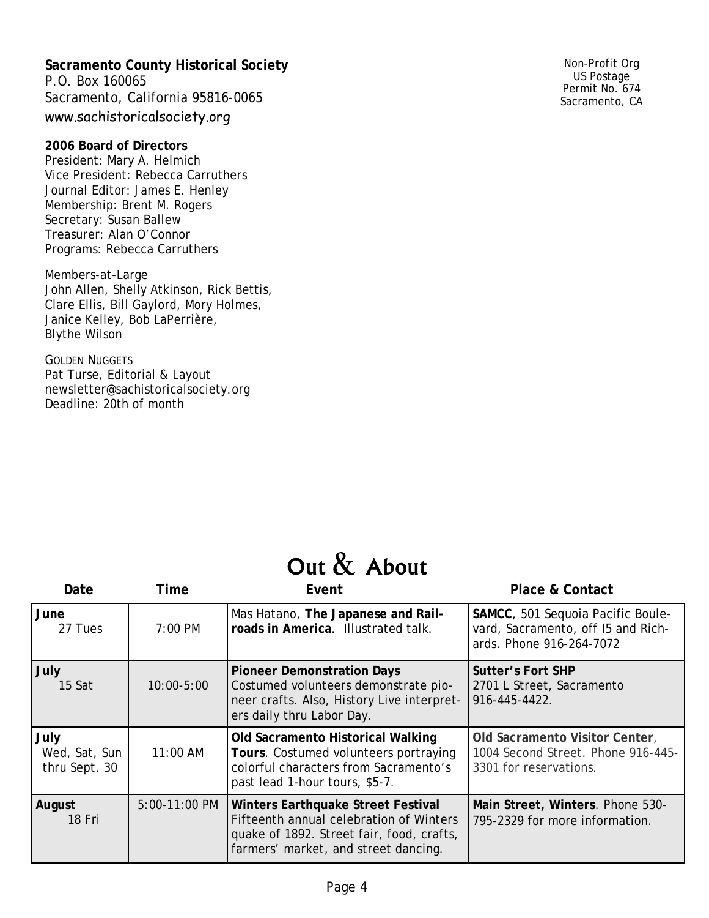**Sacramento County Historical Society**
P.O. Box 160065
Sacramento, California 95816-0065
www.sachistoricalsociety.org

**2006 Board of Directors**
President: Mary A. Helmich
Vice President: Rebecca Carruthers
Journal Editor: James E. Henley
Membership: Brent M. Rogers
Secretary: Susan Ballew
Treasurer: Alan O'Connor
Programs: Rebecca Carruthers

Members-at-Large
John Allen, Shelly Atkinson, Rick Bettis, Clare Ellis, Bill Gaylord, Mory Holmes, Janice Kelley, Bob LaPerrière, Blythe Wilson

GOLDEN NUGGETS
Pat Turse, Editorial & Layout
newsletter@sachistoricalsociety.org
Deadline: 20th of month

Non-Profit Org
US Postage
Permit No. 674
Sacramento, CA

# Out & About

| Date | Time | Event | Place & Contact |
|---|---|---|---|
| **June** 27 Tues | 7:00 PM | Mas Hatano, **The Japanese and Railroads in America**. Illustrated talk. | **SAMCC**, 501 Sequoia Pacific Boulevard, Sacramento, off I5 and Richards. Phone 916-264-7072 |
| **July** 15 Sat | 10:00-5:00 | **Pioneer Demonstration Days** Costumed volunteers demonstrate pioneer crafts. Also, History Live interpreters daily thru Labor Day. | **Sutter's Fort SHP** 2701 L Street, Sacramento 916-445-4422. |
| **July** Wed, Sat, Sun thru Sept. 30 | 11:00 AM | **Old Sacramento Historical Walking Tours**. Costumed volunteers portraying colorful characters from Sacramento's past lead 1-hour tours, $5-7. | **Old Sacramento Visitor Center**, 1004 Second Street. Phone 916-445-3301 for reservations. |
| **August** 18 Fri | 5:00-11:00 PM | **Winters Earthquake Street Festival** Fifteenth annual celebration of Winters quake of 1892. Street fair, food, crafts, farmers' market, and street dancing. | **Main Street, Winters**. Phone 530-795-2329 for more information. |